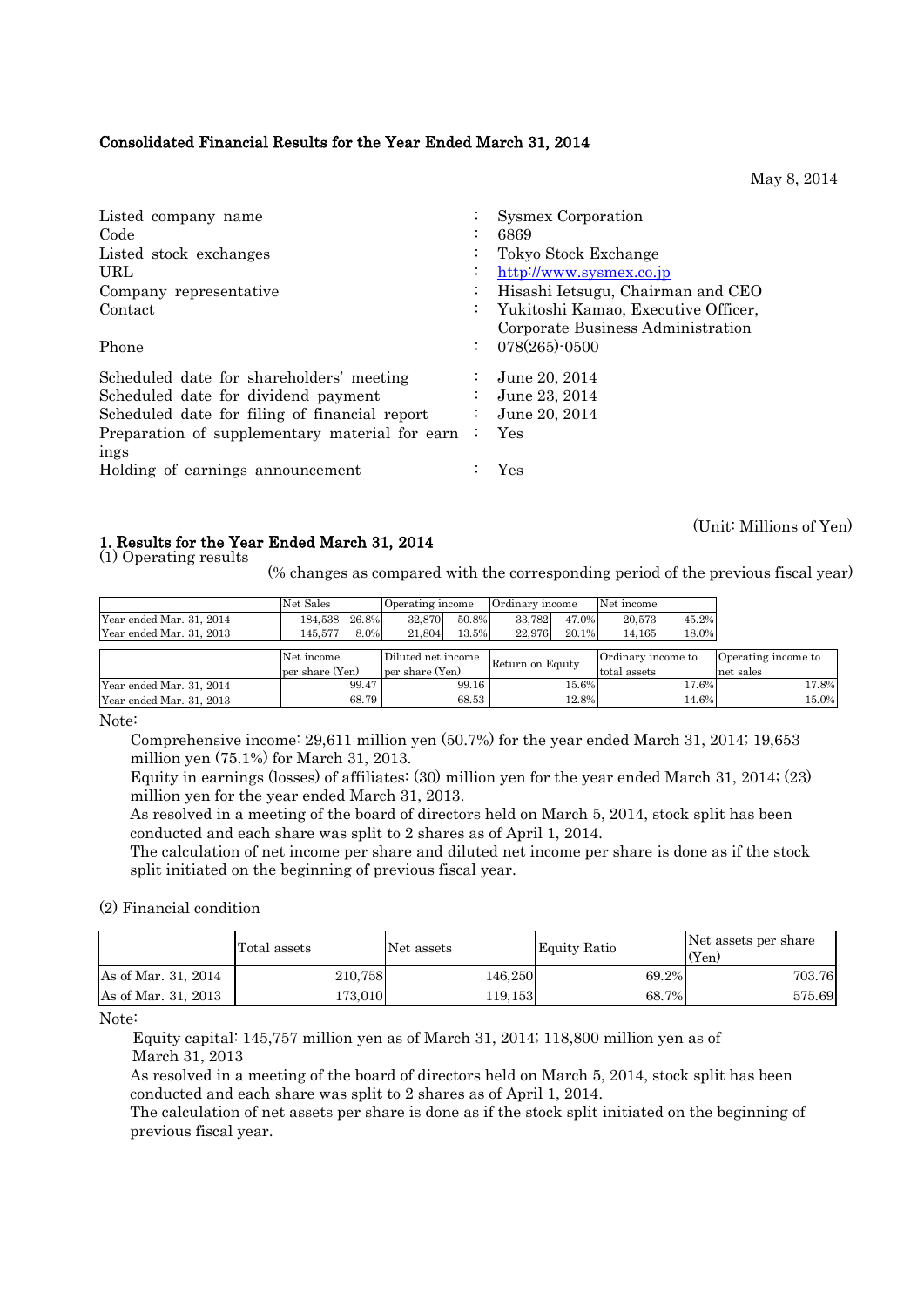# Consolidated Financial Results for the Year Ended March 31, 2014

May 8, 2014

| | | |
|---|---|---|
| Listed company name | : | Sysmex Corporation |
| Code | : | 6869 |
| Listed stock exchanges | : | Tokyo Stock Exchange |
| URL | : | http://www.sysmex.co.jp |
| Company representative | : | Hisashi Ietsugu, Chairman and CEO |
| Contact | : | Yukitoshi Kamao, Executive Officer, Corporate Business Administration |
| Phone | : | 078(265)-0500 |
| Scheduled date for shareholders' meeting | : | June 20, 2014 |
| Scheduled date for dividend payment | : | June 23, 2014 |
| Scheduled date for filing of financial report | : | June 20, 2014 |
| Preparation of supplementary material for earnings | : | Yes |
| Holding of earnings announcement | : | Yes |

(Unit: Millions of Yen)

## 1. Results for the Year Ended March 31, 2014

(1) Operating results

(% changes as compared with the corresponding period of the previous fiscal year)

| | Net Sales | | Operating income | | Ordinary income | | Net income | |
|---|---|---|---|---|---|---|---|---|
| Year ended Mar. 31, 2014 | 184,538 | 26.8% | 32,870 | 50.8% | 33,782 | 47.0% | 20,573 | 45.2% |
| Year ended Mar. 31, 2013 | 145,577 | 8.0% | 21,804 | 13.5% | 22,976 | 20.1% | 14,165 | 18.0% |

| | Net income per share (Yen) | Diluted net income per share (Yen) | Return on Equity | Ordinary income to total assets | Operating income to net sales |
|---|---|---|---|---|---|
| Year ended Mar. 31, 2014 | 99.47 | 99.16 | 15.6% | 17.6% | 17.8% |
| Year ended Mar. 31, 2013 | 68.79 | 68.53 | 12.8% | 14.6% | 15.0% |

Note:

Comprehensive income: 29,611 million yen (50.7%) for the year ended March 31, 2014; 19,653 million yen (75.1%) for March 31, 2013.

Equity in earnings (losses) of affiliates: (30) million yen for the year ended March 31, 2014; (23) million yen for the year ended March 31, 2013.

As resolved in a meeting of the board of directors held on March 5, 2014, stock split has been conducted and each share was split to 2 shares as of April 1, 2014.

The calculation of net income per share and diluted net income per share is done as if the stock split initiated on the beginning of previous fiscal year.

(2) Financial condition

| | Total assets | Net assets | Equity Ratio | Net assets per share (Yen) |
|---|---|---|---|---|
| As of Mar. 31, 2014 | 210,758 | 146,250 | 69.2% | 703.76 |
| As of Mar. 31, 2013 | 173,010 | 119,153 | 68.7% | 575.69 |

Note:

Equity capital: 145,757 million yen as of March 31, 2014; 118,800 million yen as of March 31, 2013

As resolved in a meeting of the board of directors held on March 5, 2014, stock split has been conducted and each share was split to 2 shares as of April 1, 2014.

The calculation of net assets per share is done as if the stock split initiated on the beginning of previous fiscal year.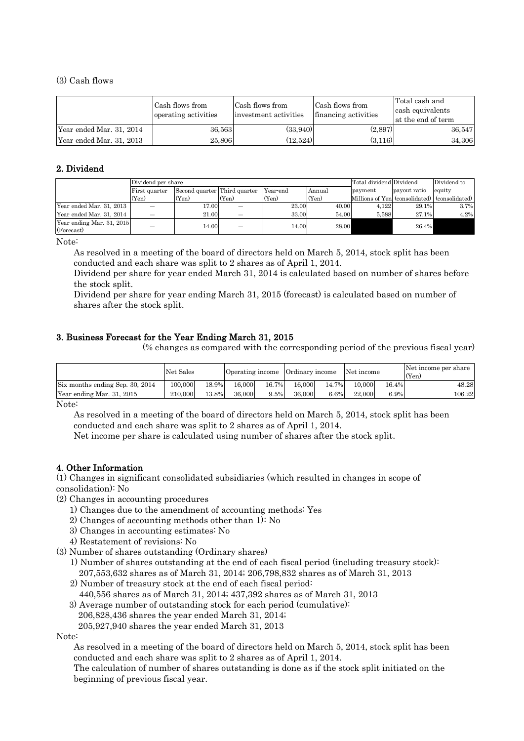(3) Cash flows

| | Cash flows from operating activities | Cash flows from investment activities | Cash flows from financing activities | Total cash and cash equivalents at the end of term |
|---|---|---|---|---|
| Year ended Mar. 31, 2014 | 36,563 | (33,940) | (2,897) | 36,547 |
| Year ended Mar. 31, 2013 | 25,806 | (12,524) | (3,116) | 34,306 |

## 2. Dividend

| | Dividend per share | | | | | Total dividend payment | Dividend payout ratio | Dividend to equity |
|---|---|---|---|---|---|---|---|---|
| | First quarter (Yen) | Second quarter (Yen) | Third quarter (Yen) | Year-end (Yen) | Annual (Yen) | Millions of Yen | (consolidated) | (consolidated) |
| Year ended Mar. 31, 2013 | – | 17.00 | – | 23.00 | 40.00 | 4,122 | 29.1% | 3.7% |
| Year ended Mar. 31, 2014 | – | 21.00 | – | 33.00 | 54.00 | 5,588 | 27.1% | 4.2% |
| Year ending Mar. 31, 2015 (Forecast) | – | 14.00 | – | 14.00 | 28.00 | | 26.4% | |

Note:

As resolved in a meeting of the board of directors held on March 5, 2014, stock split has been conducted and each share was split to 2 shares as of April 1, 2014.

Dividend per share for year ended March 31, 2014 is calculated based on number of shares before the stock split.

Dividend per share for year ending March 31, 2015 (forecast) is calculated based on number of shares after the stock split.

## 3. Business Forecast for the Year Ending March 31, 2015

(% changes as compared with the corresponding period of the previous fiscal year)

| | Net Sales | | Operating income | | Ordinary income | | Net income | | Net income per share (Yen) |
|---|---|---|---|---|---|---|---|---|---|
| Six months ending Sep. 30, 2014 | 100,000 | 18.9% | 16,000 | 16.7% | 16,000 | 14.7% | 10,000 | 16.4% | 48.28 |
| Year ending Mar. 31, 2015 | 210,000 | 13.8% | 36,000 | 9.5% | 36,000 | 6.6% | 22,000 | 6.9% | 106.22 |

Note:

As resolved in a meeting of the board of directors held on March 5, 2014, stock split has been conducted and each share was split to 2 shares as of April 1, 2014.

Net income per share is calculated using number of shares after the stock split.

## 4. Other Information

(1) Changes in significant consolidated subsidiaries (which resulted in changes in scope of consolidation): No

(2) Changes in accounting procedures

1) Changes due to the amendment of accounting methods: Yes
2) Changes of accounting methods other than 1): No
3) Changes in accounting estimates: No
4) Restatement of revisions: No

(3) Number of shares outstanding (Ordinary shares)

1) Number of shares outstanding at the end of each fiscal period (including treasury stock): 207,553,632 shares as of March 31, 2014; 206,798,832 shares as of March 31, 2013
2) Number of treasury stock at the end of each fiscal period: 440,556 shares as of March 31, 2014; 437,392 shares as of March 31, 2013
3) Average number of outstanding stock for each period (cumulative): 206,828,436 shares the year ended March 31, 2014; 205,927,940 shares the year ended March 31, 2013

Note:

As resolved in a meeting of the board of directors held on March 5, 2014, stock split has been conducted and each share was split to 2 shares as of April 1, 2014.

The calculation of number of shares outstanding is done as if the stock split initiated on the beginning of previous fiscal year.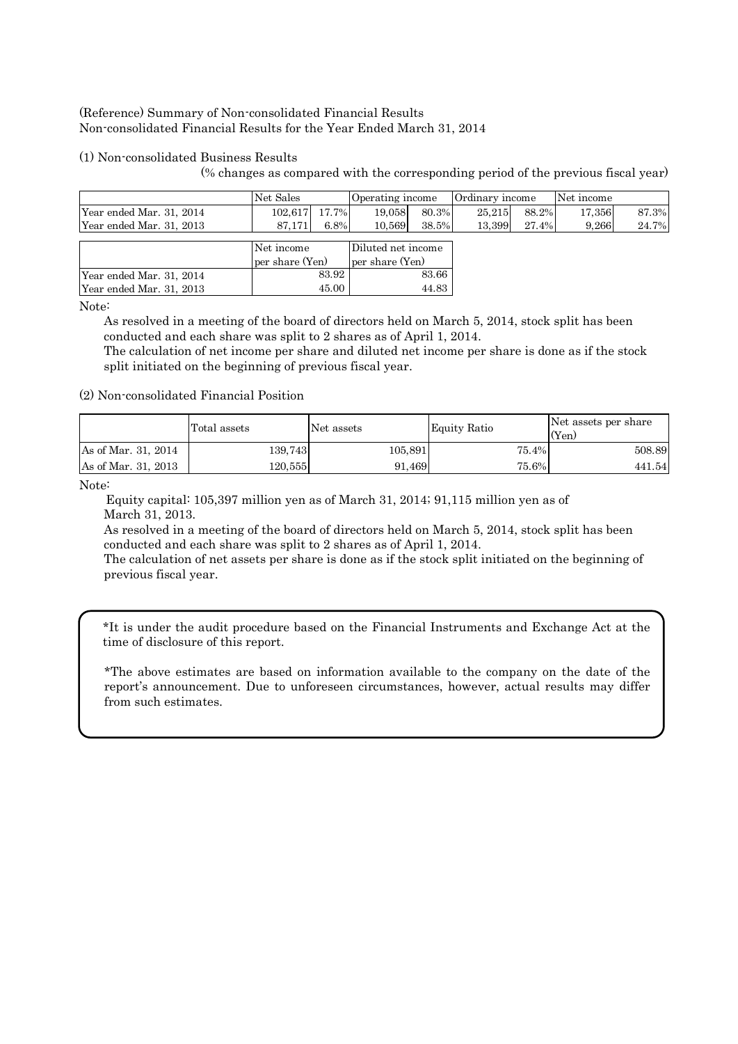(Reference) Summary of Non-consolidated Financial Results
Non-consolidated Financial Results for the Year Ended March 31, 2014

(1) Non-consolidated Business Results

(% changes as compared with the corresponding period of the previous fiscal year)

| | Net Sales | | Operating income | | Ordinary income | | Net income | |
|---|---|---|---|---|---|---|---|---|
| Year ended Mar. 31, 2014 | 102,617 | 17.7% | 19,058 | 80.3% | 25,215 | 88.2% | 17,356 | 87.3% |
| Year ended Mar. 31, 2013 | 87,171 | 6.8% | 10,569 | 38.5% | 13,399 | 27.4% | 9,266 | 24.7% |

| | Net income per share (Yen) | Diluted net income per share (Yen) |
|---|---|---|
| Year ended Mar. 31, 2014 | 83.92 | 83.66 |
| Year ended Mar. 31, 2013 | 45.00 | 44.83 |

Note:

As resolved in a meeting of the board of directors held on March 5, 2014, stock split has been conducted and each share was split to 2 shares as of April 1, 2014.

The calculation of net income per share and diluted net income per share is done as if the stock split initiated on the beginning of previous fiscal year.

(2) Non-consolidated Financial Position

| | Total assets | Net assets | Equity Ratio | Net assets per share (Yen) |
|---|---|---|---|---|
| As of Mar. 31, 2014 | 139,743 | 105,891 | 75.4% | 508.89 |
| As of Mar. 31, 2013 | 120,555 | 91,469 | 75.6% | 441.54 |

Note:

Equity capital: 105,397 million yen as of March 31, 2014; 91,115 million yen as of March 31, 2013.

As resolved in a meeting of the board of directors held on March 5, 2014, stock split has been conducted and each share was split to 2 shares as of April 1, 2014.

The calculation of net assets per share is done as if the stock split initiated on the beginning of previous fiscal year.

*It is under the audit procedure based on the Financial Instruments and Exchange Act at the time of disclosure of this report.

*The above estimates are based on information available to the company on the date of the report's announcement. Due to unforeseen circumstances, however, actual results may differ from such estimates.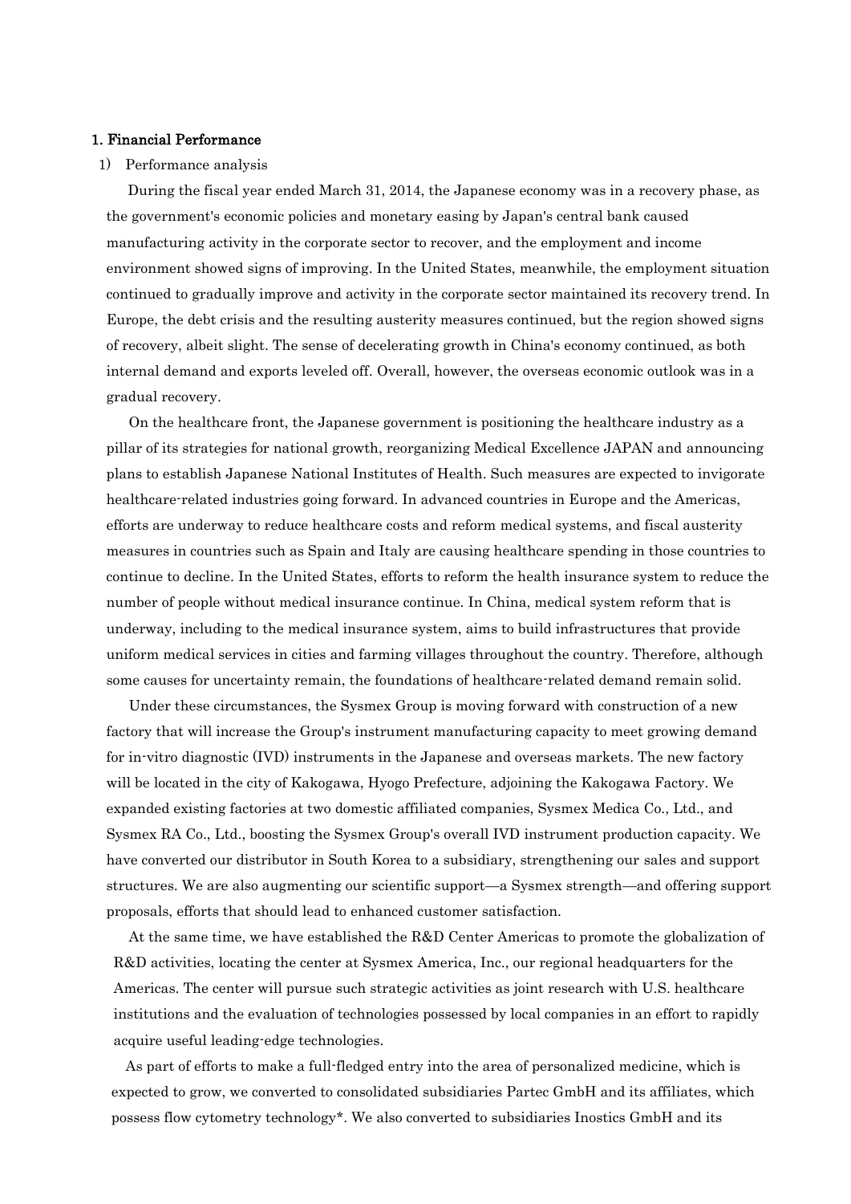# 1. Financial Performance

1) Performance analysis

During the fiscal year ended March 31, 2014, the Japanese economy was in a recovery phase, as the government's economic policies and monetary easing by Japan's central bank caused manufacturing activity in the corporate sector to recover, and the employment and income environment showed signs of improving. In the United States, meanwhile, the employment situation continued to gradually improve and activity in the corporate sector maintained its recovery trend. In Europe, the debt crisis and the resulting austerity measures continued, but the region showed signs of recovery, albeit slight. The sense of decelerating growth in China's economy continued, as both internal demand and exports leveled off. Overall, however, the overseas economic outlook was in a gradual recovery.

On the healthcare front, the Japanese government is positioning the healthcare industry as a pillar of its strategies for national growth, reorganizing Medical Excellence JAPAN and announcing plans to establish Japanese National Institutes of Health. Such measures are expected to invigorate healthcare-related industries going forward. In advanced countries in Europe and the Americas, efforts are underway to reduce healthcare costs and reform medical systems, and fiscal austerity measures in countries such as Spain and Italy are causing healthcare spending in those countries to continue to decline. In the United States, efforts to reform the health insurance system to reduce the number of people without medical insurance continue. In China, medical system reform that is underway, including to the medical insurance system, aims to build infrastructures that provide uniform medical services in cities and farming villages throughout the country. Therefore, although some causes for uncertainty remain, the foundations of healthcare-related demand remain solid.

Under these circumstances, the Sysmex Group is moving forward with construction of a new factory that will increase the Group's instrument manufacturing capacity to meet growing demand for in-vitro diagnostic (IVD) instruments in the Japanese and overseas markets. The new factory will be located in the city of Kakogawa, Hyogo Prefecture, adjoining the Kakogawa Factory. We expanded existing factories at two domestic affiliated companies, Sysmex Medica Co., Ltd., and Sysmex RA Co., Ltd., boosting the Sysmex Group's overall IVD instrument production capacity. We have converted our distributor in South Korea to a subsidiary, strengthening our sales and support structures. We are also augmenting our scientific support—a Sysmex strength—and offering support proposals, efforts that should lead to enhanced customer satisfaction.

At the same time, we have established the R&D Center Americas to promote the globalization of R&D activities, locating the center at Sysmex America, Inc., our regional headquarters for the Americas. The center will pursue such strategic activities as joint research with U.S. healthcare institutions and the evaluation of technologies possessed by local companies in an effort to rapidly acquire useful leading-edge technologies.

As part of efforts to make a full-fledged entry into the area of personalized medicine, which is expected to grow, we converted to consolidated subsidiaries Partec GmbH and its affiliates, which possess flow cytometry technology*. We also converted to subsidiaries Inostics GmbH and its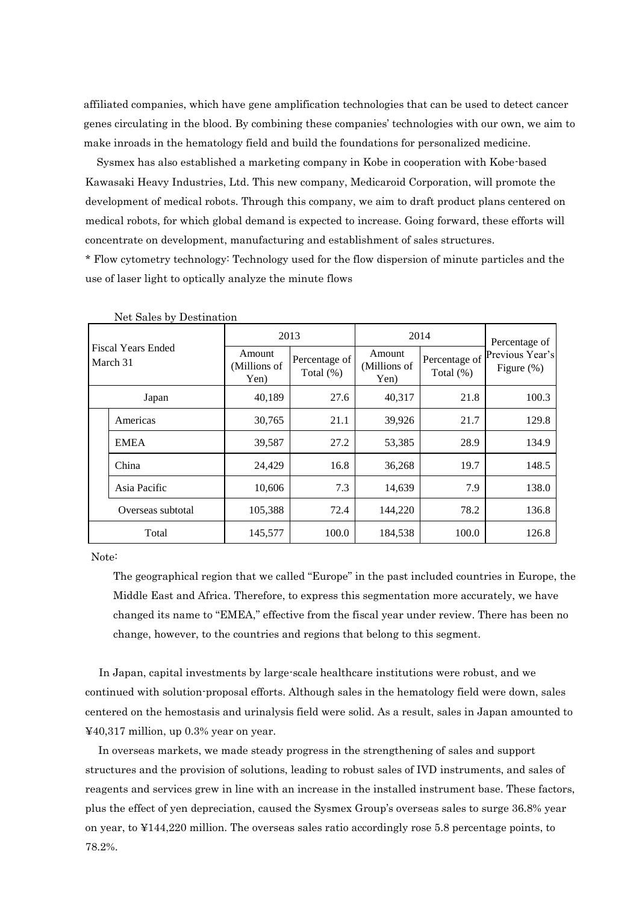affiliated companies, which have gene amplification technologies that can be used to detect cancer genes circulating in the blood. By combining these companies' technologies with our own, we aim to make inroads in the hematology field and build the foundations for personalized medicine.

Sysmex has also established a marketing company in Kobe in cooperation with Kobe-based Kawasaki Heavy Industries, Ltd. This new company, Medicaroid Corporation, will promote the development of medical robots. Through this company, we aim to draft product plans centered on medical robots, for which global demand is expected to increase. Going forward, these efforts will concentrate on development, manufacturing and establishment of sales structures.

* Flow cytometry technology: Technology used for the flow dispersion of minute particles and the use of laser light to optically analyze the minute flows

Net Sales by Destination

| Fiscal Years Ended March 31 | 2013 | | 2014 | | Percentage of Previous Year's Figure (%) |
|---|---|---|---|---|---|
| | Amount (Millions of Yen) | Percentage of Total (%) | Amount (Millions of Yen) | Percentage of Total (%) | |
| Japan | 40,189 | 27.6 | 40,317 | 21.8 | 100.3 |
| Americas | 30,765 | 21.1 | 39,926 | 21.7 | 129.8 |
| EMEA | 39,587 | 27.2 | 53,385 | 28.9 | 134.9 |
| China | 24,429 | 16.8 | 36,268 | 19.7 | 148.5 |
| Asia Pacific | 10,606 | 7.3 | 14,639 | 7.9 | 138.0 |
| Overseas subtotal | 105,388 | 72.4 | 144,220 | 78.2 | 136.8 |
| Total | 145,577 | 100.0 | 184,538 | 100.0 | 126.8 |

Note:

The geographical region that we called "Europe" in the past included countries in Europe, the Middle East and Africa. Therefore, to express this segmentation more accurately, we have changed its name to "EMEA," effective from the fiscal year under review. There has been no change, however, to the countries and regions that belong to this segment.

In Japan, capital investments by large-scale healthcare institutions were robust, and we continued with solution-proposal efforts. Although sales in the hematology field were down, sales centered on the hemostasis and urinalysis field were solid. As a result, sales in Japan amounted to ¥40,317 million, up 0.3% year on year.

In overseas markets, we made steady progress in the strengthening of sales and support structures and the provision of solutions, leading to robust sales of IVD instruments, and sales of reagents and services grew in line with an increase in the installed instrument base. These factors, plus the effect of yen depreciation, caused the Sysmex Group's overseas sales to surge 36.8% year on year, to ¥144,220 million. The overseas sales ratio accordingly rose 5.8 percentage points, to 78.2%.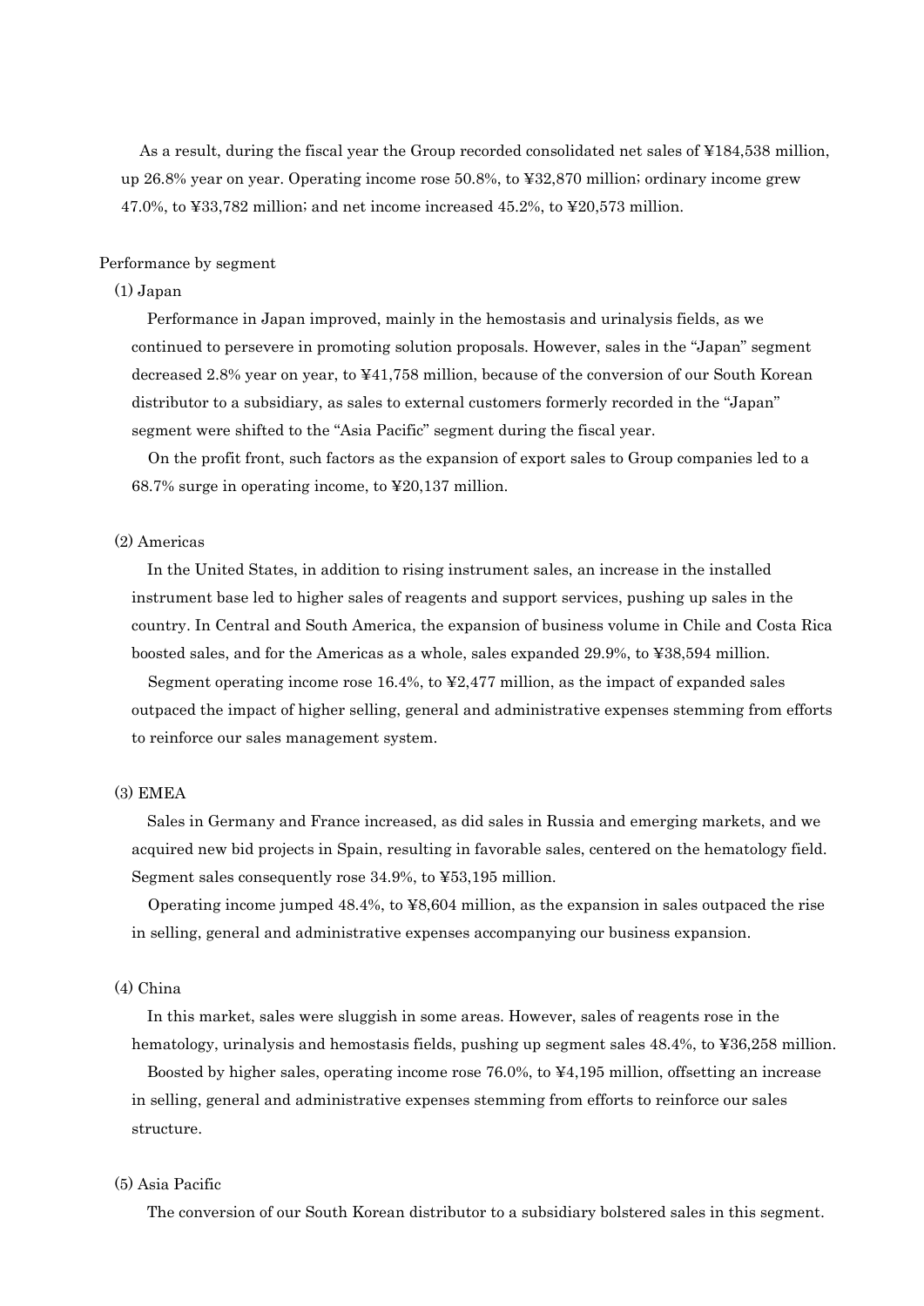As a result, during the fiscal year the Group recorded consolidated net sales of ¥184,538 million, up 26.8% year on year. Operating income rose 50.8%, to ¥32,870 million; ordinary income grew 47.0%, to ¥33,782 million; and net income increased 45.2%, to ¥20,573 million.

Performance by segment

(1) Japan

Performance in Japan improved, mainly in the hemostasis and urinalysis fields, as we continued to persevere in promoting solution proposals. However, sales in the "Japan" segment decreased 2.8% year on year, to ¥41,758 million, because of the conversion of our South Korean distributor to a subsidiary, as sales to external customers formerly recorded in the "Japan" segment were shifted to the "Asia Pacific" segment during the fiscal year.

On the profit front, such factors as the expansion of export sales to Group companies led to a 68.7% surge in operating income, to ¥20,137 million.

(2) Americas

In the United States, in addition to rising instrument sales, an increase in the installed instrument base led to higher sales of reagents and support services, pushing up sales in the country. In Central and South America, the expansion of business volume in Chile and Costa Rica boosted sales, and for the Americas as a whole, sales expanded 29.9%, to ¥38,594 million.

Segment operating income rose 16.4%, to ¥2,477 million, as the impact of expanded sales outpaced the impact of higher selling, general and administrative expenses stemming from efforts to reinforce our sales management system.

(3) EMEA

Sales in Germany and France increased, as did sales in Russia and emerging markets, and we acquired new bid projects in Spain, resulting in favorable sales, centered on the hematology field. Segment sales consequently rose 34.9%, to ¥53,195 million.

Operating income jumped 48.4%, to ¥8,604 million, as the expansion in sales outpaced the rise in selling, general and administrative expenses accompanying our business expansion.

(4) China

In this market, sales were sluggish in some areas. However, sales of reagents rose in the hematology, urinalysis and hemostasis fields, pushing up segment sales 48.4%, to ¥36,258 million.

Boosted by higher sales, operating income rose 76.0%, to ¥4,195 million, offsetting an increase in selling, general and administrative expenses stemming from efforts to reinforce our sales structure.

(5) Asia Pacific

The conversion of our South Korean distributor to a subsidiary bolstered sales in this segment.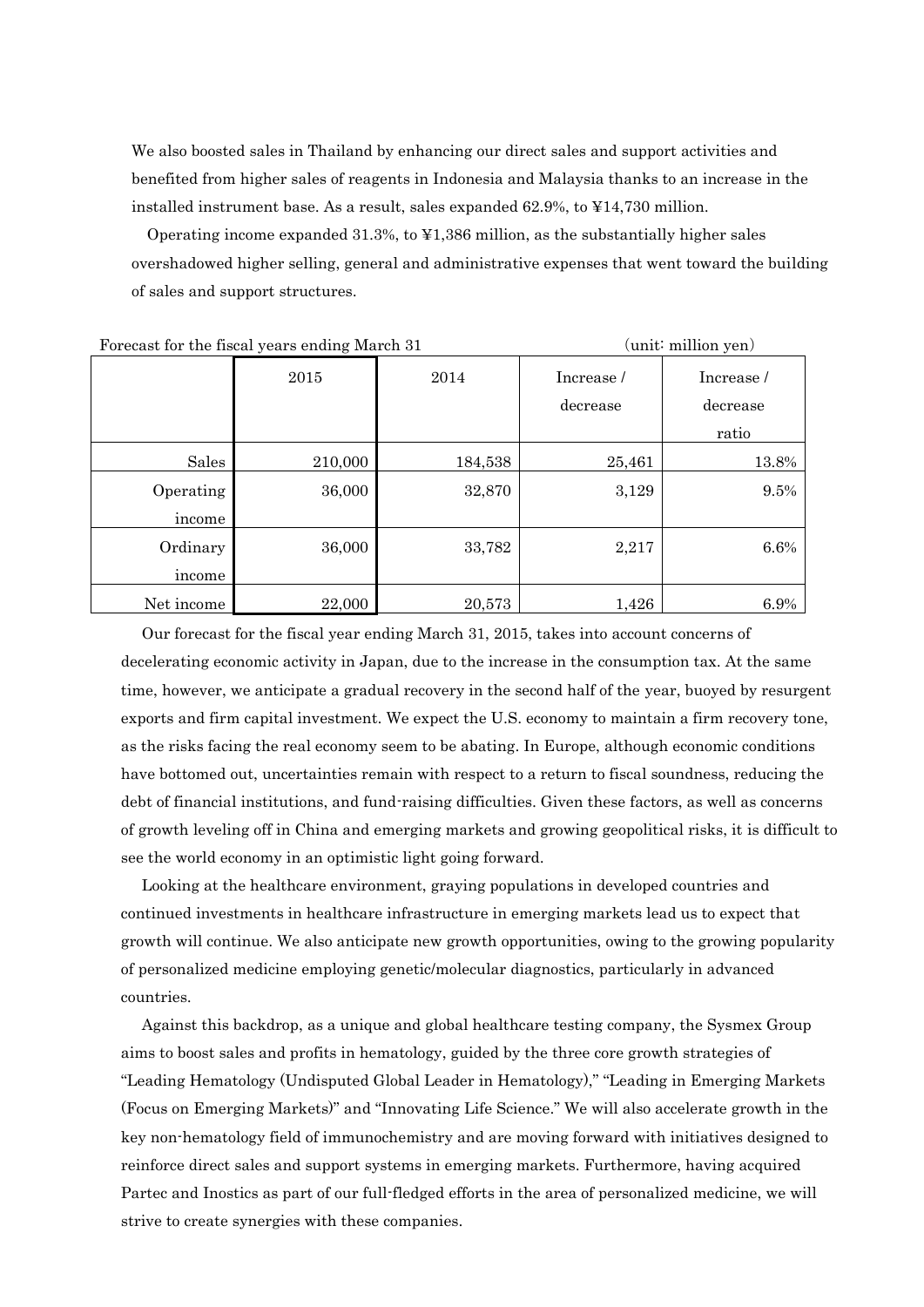We also boosted sales in Thailand by enhancing our direct sales and support activities and benefited from higher sales of reagents in Indonesia and Malaysia thanks to an increase in the installed instrument base. As a result, sales expanded 62.9%, to ¥14,730 million.

Operating income expanded 31.3%, to ¥1,386 million, as the substantially higher sales overshadowed higher selling, general and administrative expenses that went toward the building of sales and support structures.

Forecast for the fiscal years ending March 31 (unit: million yen)

| | 2015 | 2014 | Increase / decrease | Increase / decrease ratio |
|---|---|---|---|---|
| Sales | 210,000 | 184,538 | 25,461 | 13.8% |
| Operating income | 36,000 | 32,870 | 3,129 | 9.5% |
| Ordinary income | 36,000 | 33,782 | 2,217 | 6.6% |
| Net income | 22,000 | 20,573 | 1,426 | 6.9% |

Our forecast for the fiscal year ending March 31, 2015, takes into account concerns of decelerating economic activity in Japan, due to the increase in the consumption tax. At the same time, however, we anticipate a gradual recovery in the second half of the year, buoyed by resurgent exports and firm capital investment. We expect the U.S. economy to maintain a firm recovery tone, as the risks facing the real economy seem to be abating. In Europe, although economic conditions have bottomed out, uncertainties remain with respect to a return to fiscal soundness, reducing the debt of financial institutions, and fund-raising difficulties. Given these factors, as well as concerns of growth leveling off in China and emerging markets and growing geopolitical risks, it is difficult to see the world economy in an optimistic light going forward.

Looking at the healthcare environment, graying populations in developed countries and continued investments in healthcare infrastructure in emerging markets lead us to expect that growth will continue. We also anticipate new growth opportunities, owing to the growing popularity of personalized medicine employing genetic/molecular diagnostics, particularly in advanced countries.

Against this backdrop, as a unique and global healthcare testing company, the Sysmex Group aims to boost sales and profits in hematology, guided by the three core growth strategies of "Leading Hematology (Undisputed Global Leader in Hematology)," "Leading in Emerging Markets (Focus on Emerging Markets)" and "Innovating Life Science." We will also accelerate growth in the key non-hematology field of immunochemistry and are moving forward with initiatives designed to reinforce direct sales and support systems in emerging markets. Furthermore, having acquired Partec and Inostics as part of our full-fledged efforts in the area of personalized medicine, we will strive to create synergies with these companies.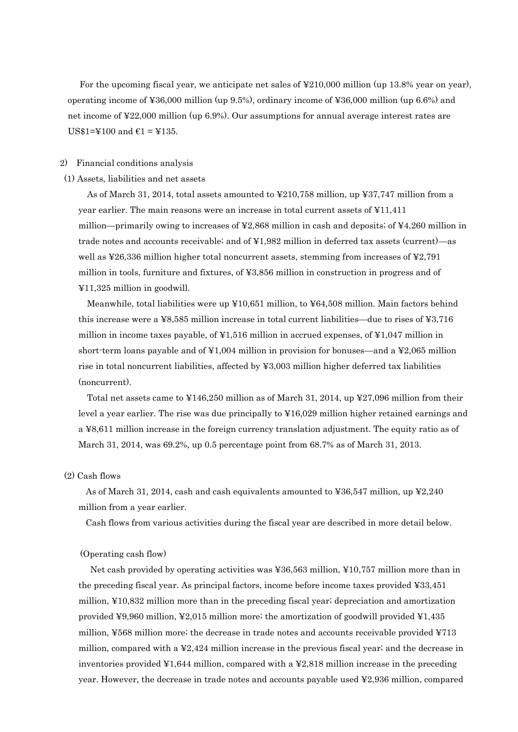For the upcoming fiscal year, we anticipate net sales of ¥210,000 million (up 13.8% year on year), operating income of ¥36,000 million (up 9.5%), ordinary income of ¥36,000 million (up 6.6%) and net income of ¥22,000 million (up 6.9%). Our assumptions for annual average interest rates are US$1=¥100 and €1 = ¥135.

2) Financial conditions analysis

(1) Assets, liabilities and net assets

As of March 31, 2014, total assets amounted to ¥210,758 million, up ¥37,747 million from a year earlier. The main reasons were an increase in total current assets of ¥11,411 million—primarily owing to increases of ¥2,868 million in cash and deposits; of ¥4,260 million in trade notes and accounts receivable; and of ¥1,982 million in deferred tax assets (current)—as well as ¥26,336 million higher total noncurrent assets, stemming from increases of ¥2,791 million in tools, furniture and fixtures, of ¥3,856 million in construction in progress and of ¥11,325 million in goodwill.

Meanwhile, total liabilities were up ¥10,651 million, to ¥64,508 million. Main factors behind this increase were a ¥8,585 million increase in total current liabilities—due to rises of ¥3,716 million in income taxes payable, of ¥1,516 million in accrued expenses, of ¥1,047 million in short-term loans payable and of ¥1,004 million in provision for bonuses—and a ¥2,065 million rise in total noncurrent liabilities, affected by ¥3,003 million higher deferred tax liabilities (noncurrent).

Total net assets came to ¥146,250 million as of March 31, 2014, up ¥27,096 million from their level a year earlier. The rise was due principally to ¥16,029 million higher retained earnings and a ¥8,611 million increase in the foreign currency translation adjustment. The equity ratio as of March 31, 2014, was 69.2%, up 0.5 percentage point from 68.7% as of March 31, 2013.

(2) Cash flows

As of March 31, 2014, cash and cash equivalents amounted to ¥36,547 million, up ¥2,240 million from a year earlier.

Cash flows from various activities during the fiscal year are described in more detail below.

(Operating cash flow)

Net cash provided by operating activities was ¥36,563 million, ¥10,757 million more than in the preceding fiscal year. As principal factors, income before income taxes provided ¥33,451 million, ¥10,832 million more than in the preceding fiscal year; depreciation and amortization provided ¥9,960 million, ¥2,015 million more; the amortization of goodwill provided ¥1,435 million, ¥568 million more; the decrease in trade notes and accounts receivable provided ¥713 million, compared with a ¥2,424 million increase in the previous fiscal year; and the decrease in inventories provided ¥1,644 million, compared with a ¥2,818 million increase in the preceding year. However, the decrease in trade notes and accounts payable used ¥2,936 million, compared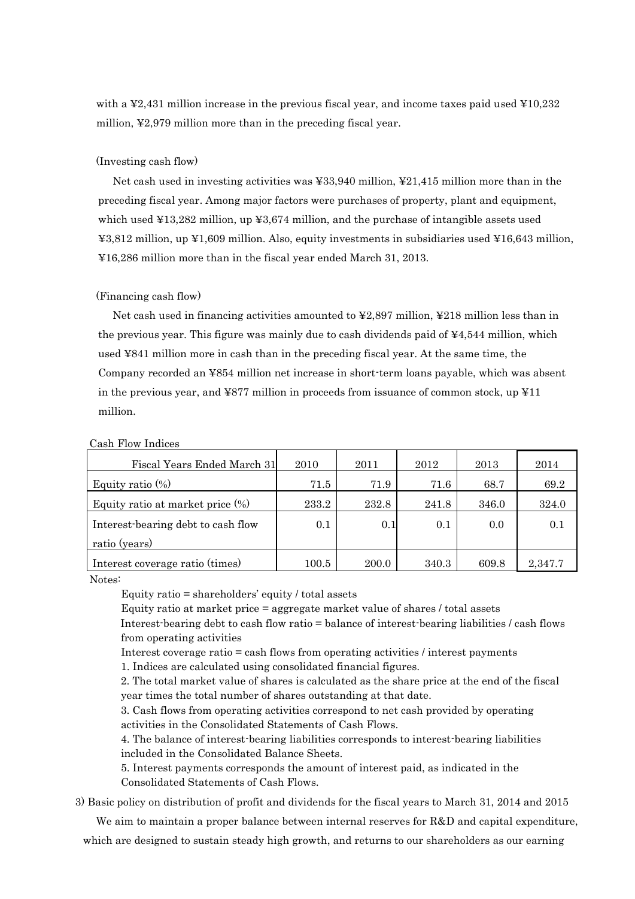with a ¥2,431 million increase in the previous fiscal year, and income taxes paid used ¥10,232 million, ¥2,979 million more than in the preceding fiscal year.

(Investing cash flow)

Net cash used in investing activities was ¥33,940 million, ¥21,415 million more than in the preceding fiscal year. Among major factors were purchases of property, plant and equipment, which used ¥13,282 million, up ¥3,674 million, and the purchase of intangible assets used ¥3,812 million, up ¥1,609 million. Also, equity investments in subsidiaries used ¥16,643 million, ¥16,286 million more than in the fiscal year ended March 31, 2013.

(Financing cash flow)

Net cash used in financing activities amounted to ¥2,897 million, ¥218 million less than in the previous year. This figure was mainly due to cash dividends paid of ¥4,544 million, which used ¥841 million more in cash than in the preceding fiscal year. At the same time, the Company recorded an ¥854 million net increase in short-term loans payable, which was absent in the previous year, and ¥877 million in proceeds from issuance of common stock, up ¥11 million.

Cash Flow Indices

| Fiscal Years Ended March 31 | 2010 | 2011 | 2012 | 2013 | 2014 |
|---|---|---|---|---|---|
| Equity ratio (%) | 71.5 | 71.9 | 71.6 | 68.7 | 69.2 |
| Equity ratio at market price (%) | 233.2 | 232.8 | 241.8 | 346.0 | 324.0 |
| Interest-bearing debt to cash flow ratio (years) | 0.1 | 0.1 | 0.1 | 0.0 | 0.1 |
| Interest coverage ratio (times) | 100.5 | 200.0 | 340.3 | 609.8 | 2,347.7 |

Notes:

Equity ratio = shareholders' equity / total assets

Equity ratio at market price = aggregate market value of shares / total assets

Interest-bearing debt to cash flow ratio = balance of interest-bearing liabilities / cash flows from operating activities

Interest coverage ratio = cash flows from operating activities / interest payments

1. Indices are calculated using consolidated financial figures.
2. The total market value of shares is calculated as the share price at the end of the fiscal year times the total number of shares outstanding at that date.
3. Cash flows from operating activities correspond to net cash provided by operating activities in the Consolidated Statements of Cash Flows.
4. The balance of interest-bearing liabilities corresponds to interest-bearing liabilities included in the Consolidated Balance Sheets.
5. Interest payments corresponds the amount of interest paid, as indicated in the Consolidated Statements of Cash Flows.

3) Basic policy on distribution of profit and dividends for the fiscal years to March 31, 2014 and 2015

We aim to maintain a proper balance between internal reserves for R&D and capital expenditure, which are designed to sustain steady high growth, and returns to our shareholders as our earning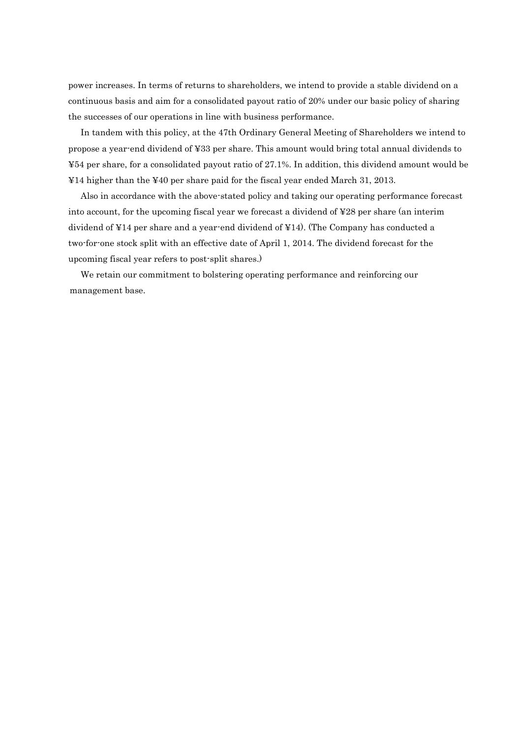power increases. In terms of returns to shareholders, we intend to provide a stable dividend on a continuous basis and aim for a consolidated payout ratio of 20% under our basic policy of sharing the successes of our operations in line with business performance.

In tandem with this policy, at the 47th Ordinary General Meeting of Shareholders we intend to propose a year-end dividend of ¥33 per share. This amount would bring total annual dividends to ¥54 per share, for a consolidated payout ratio of 27.1%. In addition, this dividend amount would be ¥14 higher than the ¥40 per share paid for the fiscal year ended March 31, 2013.

Also in accordance with the above-stated policy and taking our operating performance forecast into account, for the upcoming fiscal year we forecast a dividend of ¥28 per share (an interim dividend of ¥14 per share and a year-end dividend of ¥14). (The Company has conducted a two-for-one stock split with an effective date of April 1, 2014. The dividend forecast for the upcoming fiscal year refers to post-split shares.)

We retain our commitment to bolstering operating performance and reinforcing our management base.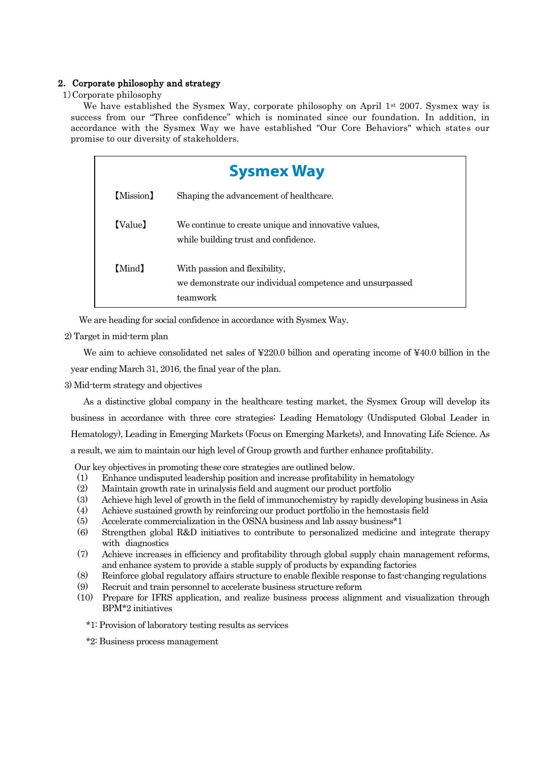## 2. Corporate philosophy and strategy

1) Corporate philosophy

We have established the Sysmex Way, corporate philosophy on April 1st 2007. Sysmex way is success from our "Three confidence" which is nominated since our foundation. In addition, in accordance with the Sysmex Way we have established "Our Core Behaviors" which states our promise to our diversity of stakeholders.

| Sysmex Way | |
|---|---|
| 【Mission】 | Shaping the advancement of healthcare. |
| 【Value】 | We continue to create unique and innovative values, while building trust and confidence. |
| 【Mind】 | With passion and flexibility, we demonstrate our individual competence and unsurpassed teamwork |

We are heading for social confidence in accordance with Sysmex Way.

2) Target in mid-term plan

We aim to achieve consolidated net sales of ¥220.0 billion and operating income of ¥40.0 billion in the year ending March 31, 2016, the final year of the plan.

3) Mid-term strategy and objectives

As a distinctive global company in the healthcare testing market, the Sysmex Group will develop its business in accordance with three core strategies: Leading Hematology (Undisputed Global Leader in Hematology), Leading in Emerging Markets (Focus on Emerging Markets), and Innovating Life Science. As a result, we aim to maintain our high level of Group growth and further enhance profitability.

Our key objectives in promoting these core strategies are outlined below.

(1) Enhance undisputed leadership position and increase profitability in hematology
(2) Maintain growth rate in urinalysis field and augment our product portfolio
(3) Achieve high level of growth in the field of immunochemistry by rapidly developing business in Asia
(4) Achieve sustained growth by reinforcing our product portfolio in the hemostasis field
(5) Accelerate commercialization in the OSNA business and lab assay business*1
(6) Strengthen global R&D initiatives to contribute to personalized medicine and integrate therapy with diagnostics
(7) Achieve increases in efficiency and profitability through global supply chain management reforms, and enhance system to provide a stable supply of products by expanding factories
(8) Reinforce global regulatory affairs structure to enable flexible response to fast-changing regulations
(9) Recruit and train personnel to accelerate business structure reform
(10) Prepare for IFRS application, and realize business process alignment and visualization through BPM*2 initiatives

*1: Provision of laboratory testing results as services

*2: Business process management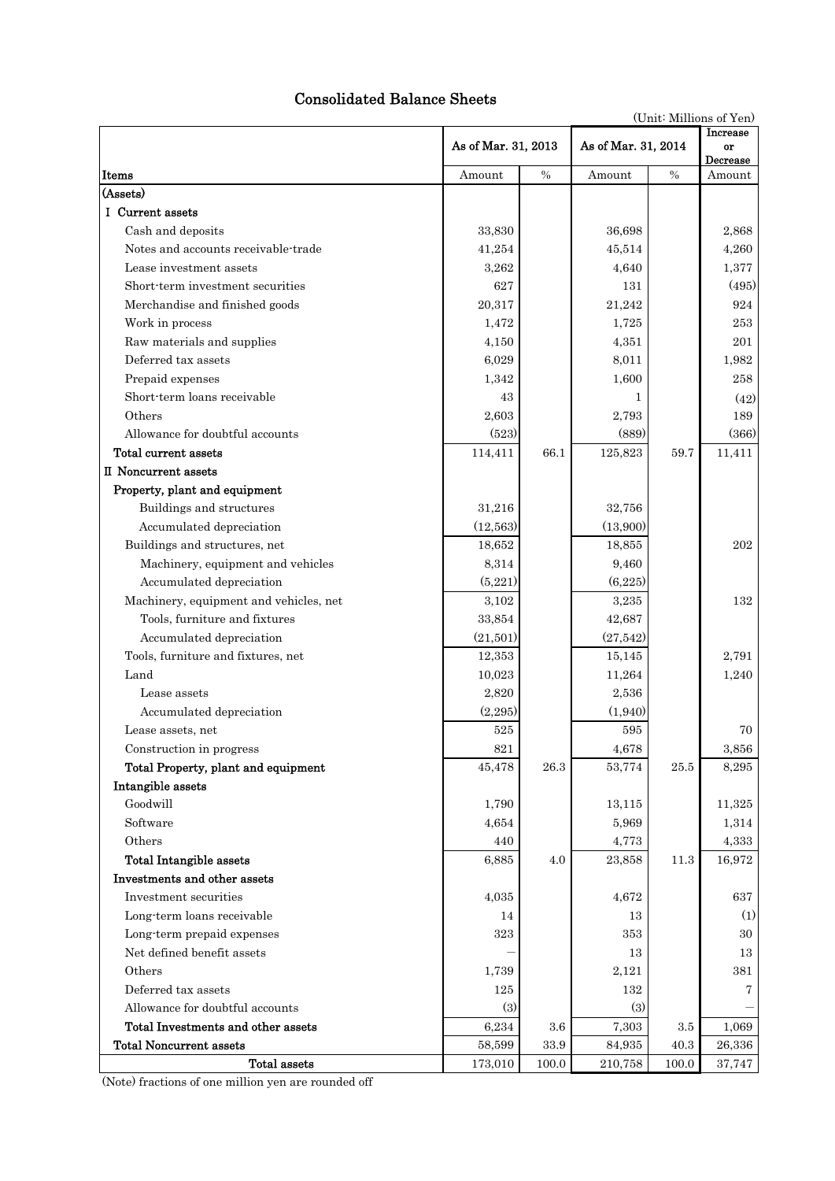# Consolidated Balance Sheets

(Unit: Millions of Yen)

| Items | As of Mar. 31, 2013 | | As of Mar. 31, 2014 | | Increase or Decrease |
|---|---|---|---|---|---|
| | Amount | % | Amount | % | Amount |
| (Assets) | | | | | |
| I Current assets | | | | | |
| Cash and deposits | 33,830 | | 36,698 | | 2,868 |
| Notes and accounts receivable-trade | 41,254 | | 45,514 | | 4,260 |
| Lease investment assets | 3,262 | | 4,640 | | 1,377 |
| Short-term investment securities | 627 | | 131 | | (495) |
| Merchandise and finished goods | 20,317 | | 21,242 | | 924 |
| Work in process | 1,472 | | 1,725 | | 253 |
| Raw materials and supplies | 4,150 | | 4,351 | | 201 |
| Deferred tax assets | 6,029 | | 8,011 | | 1,982 |
| Prepaid expenses | 1,342 | | 1,600 | | 258 |
| Short-term loans receivable | 43 | | 1 | | (42) |
| Others | 2,603 | | 2,793 | | 189 |
| Allowance for doubtful accounts | (523) | | (889) | | (366) |
| Total current assets | 114,411 | 66.1 | 125,823 | 59.7 | 11,411 |
| II Noncurrent assets | | | | | |
| Property, plant and equipment | | | | | |
| Buildings and structures | 31,216 | | 32,756 | | |
| Accumulated depreciation | (12,563) | | (13,900) | | |
| Buildings and structures, net | 18,652 | | 18,855 | | 202 |
| Machinery, equipment and vehicles | 8,314 | | 9,460 | | |
| Accumulated depreciation | (5,221) | | (6,225) | | |
| Machinery, equipment and vehicles, net | 3,102 | | 3,235 | | 132 |
| Tools, furniture and fixtures | 33,854 | | 42,687 | | |
| Accumulated depreciation | (21,501) | | (27,542) | | |
| Tools, furniture and fixtures, net | 12,353 | | 15,145 | | 2,791 |
| Land | 10,023 | | 11,264 | | 1,240 |
| Lease assets | 2,820 | | 2,536 | | |
| Accumulated depreciation | (2,295) | | (1,940) | | |
| Lease assets, net | 525 | | 595 | | 70 |
| Construction in progress | 821 | | 4,678 | | 3,856 |
| Total Property, plant and equipment | 45,478 | 26.3 | 53,774 | 25.5 | 8,295 |
| Intangible assets | | | | | |
| Goodwill | 1,790 | | 13,115 | | 11,325 |
| Software | 4,654 | | 5,969 | | 1,314 |
| Others | 440 | | 4,773 | | 4,333 |
| Total Intangible assets | 6,885 | 4.0 | 23,858 | 11.3 | 16,972 |
| Investments and other assets | | | | | |
| Investment securities | 4,035 | | 4,672 | | 637 |
| Long-term loans receivable | 14 | | 13 | | (1) |
| Long-term prepaid expenses | 323 | | 353 | | 30 |
| Net defined benefit assets | — | | 13 | | 13 |
| Others | 1,739 | | 2,121 | | 381 |
| Deferred tax assets | 125 | | 132 | | 7 |
| Allowance for doubtful accounts | (3) | | (3) | | — |
| Total Investments and other assets | 6,234 | 3.6 | 7,303 | 3.5 | 1,069 |
| Total Noncurrent assets | 58,599 | 33.9 | 84,935 | 40.3 | 26,336 |
| Total assets | 173,010 | 100.0 | 210,758 | 100.0 | 37,747 |

(Note) fractions of one million yen are rounded off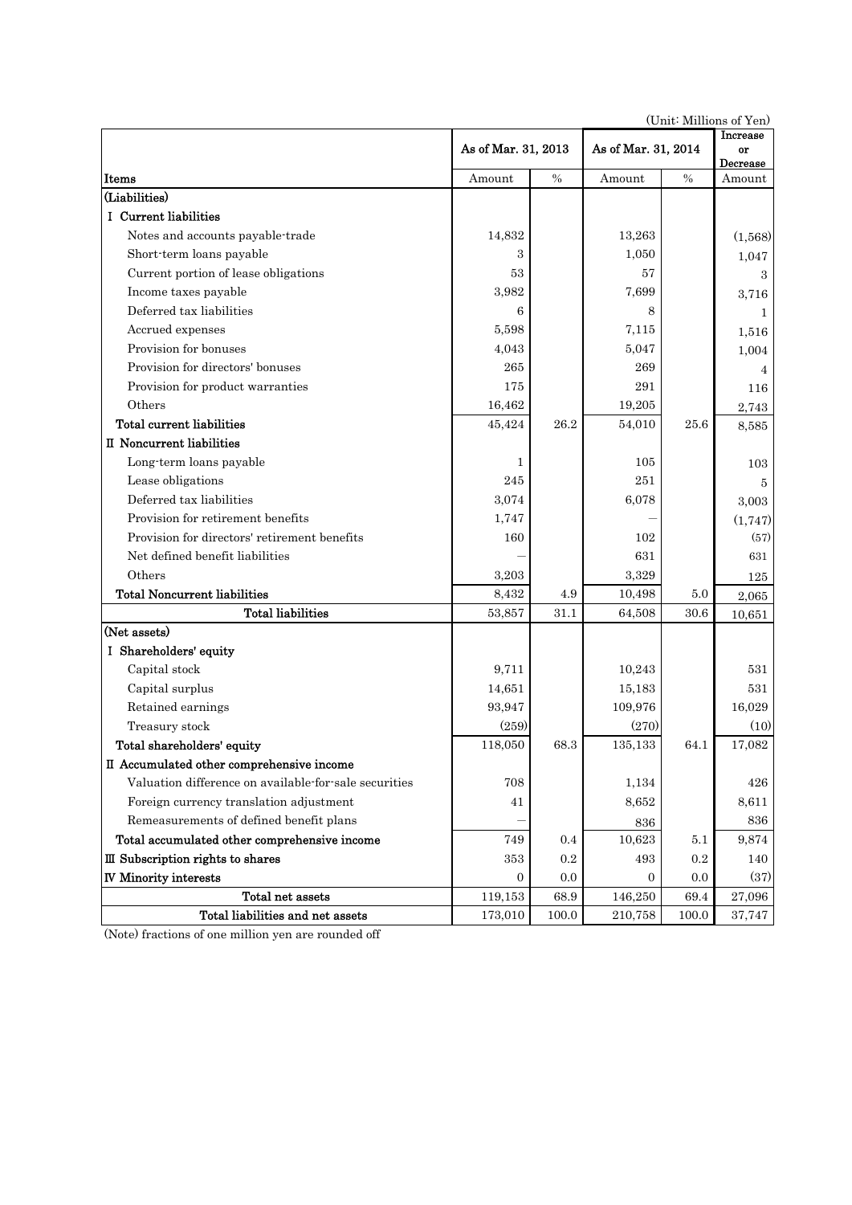(Unit: Millions of Yen)

| Items | As of Mar. 31, 2013 | | As of Mar. 31, 2014 | | Increase or Decrease |
|---|---|---|---|---|---|
| | Amount | % | Amount | % | Amount |
| **(Liabilities)** | | | | | |
| **I Current liabilities** | | | | | |
| Notes and accounts payable-trade | 14,832 | | 13,263 | | (1,568) |
| Short-term loans payable | 3 | | 1,050 | | 1,047 |
| Current portion of lease obligations | 53 | | 57 | | 3 |
| Income taxes payable | 3,982 | | 7,699 | | 3,716 |
| Deferred tax liabilities | 6 | | 8 | | 1 |
| Accrued expenses | 5,598 | | 7,115 | | 1,516 |
| Provision for bonuses | 4,043 | | 5,047 | | 1,004 |
| Provision for directors' bonuses | 265 | | 269 | | 4 |
| Provision for product warranties | 175 | | 291 | | 116 |
| Others | 16,462 | | 19,205 | | 2,743 |
| **Total current liabilities** | 45,424 | 26.2 | 54,010 | 25.6 | 8,585 |
| **II Noncurrent liabilities** | | | | | |
| Long-term loans payable | 1 | | 105 | | 103 |
| Lease obligations | 245 | | 251 | | 5 |
| Deferred tax liabilities | 3,074 | | 6,078 | | 3,003 |
| Provision for retirement benefits | 1,747 | | － | | (1,747) |
| Provision for directors' retirement benefits | 160 | | 102 | | (57) |
| Net defined benefit liabilities | － | | 631 | | 631 |
| Others | 3,203 | | 3,329 | | 125 |
| **Total Noncurrent liabilities** | 8,432 | 4.9 | 10,498 | 5.0 | 2,065 |
| **Total liabilities** | 53,857 | 31.1 | 64,508 | 30.6 | 10,651 |
| **(Net assets)** | | | | | |
| **I Shareholders' equity** | | | | | |
| Capital stock | 9,711 | | 10,243 | | 531 |
| Capital surplus | 14,651 | | 15,183 | | 531 |
| Retained earnings | 93,947 | | 109,976 | | 16,029 |
| Treasury stock | (259) | | (270) | | (10) |
| **Total shareholders' equity** | 118,050 | 68.3 | 135,133 | 64.1 | 17,082 |
| **II Accumulated other comprehensive income** | | | | | |
| Valuation difference on available-for-sale securities | 708 | | 1,134 | | 426 |
| Foreign currency translation adjustment | 41 | | 8,652 | | 8,611 |
| Remeasurements of defined benefit plans | － | | 836 | | 836 |
| **Total accumulated other comprehensive income** | 749 | 0.4 | 10,623 | 5.1 | 9,874 |
| **III Subscription rights to shares** | 353 | 0.2 | 493 | 0.2 | 140 |
| **IV Minority interests** | 0 | 0.0 | 0 | 0.0 | (37) |
| **Total net assets** | 119,153 | 68.9 | 146,250 | 69.4 | 27,096 |
| **Total liabilities and net assets** | 173,010 | 100.0 | 210,758 | 100.0 | 37,747 |

(Note) fractions of one million yen are rounded off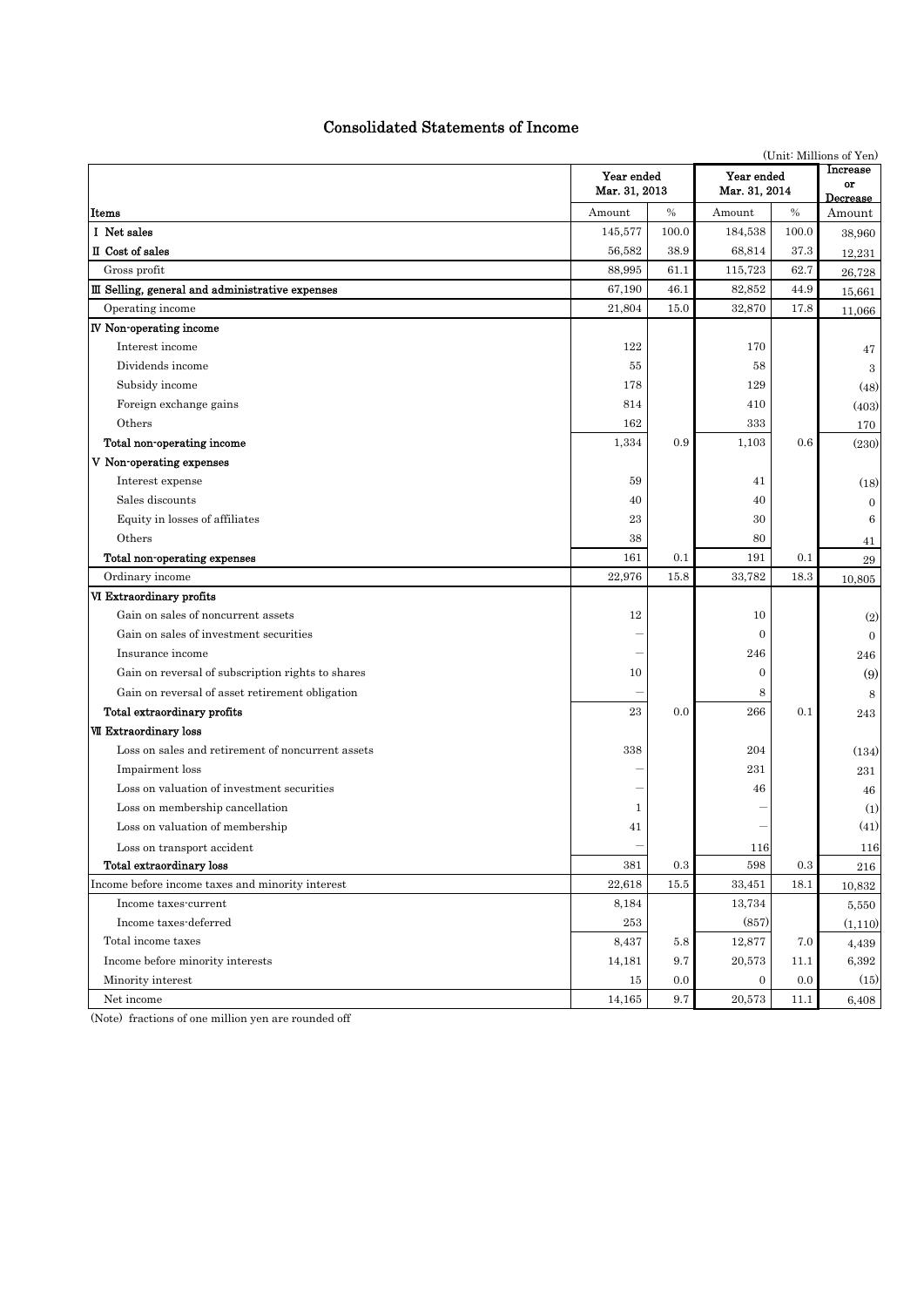# Consolidated Statements of Income

(Unit: Millions of Yen)

| Items | Year ended Mar. 31, 2013 | | Year ended Mar. 31, 2014 | | Increase or Decrease |
|---|---|---|---|---|---|
| | Amount | % | Amount | % | Amount |
| I Net sales | 145,577 | 100.0 | 184,538 | 100.0 | 38,960 |
| II Cost of sales | 56,582 | 38.9 | 68,814 | 37.3 | 12,231 |
| Gross profit | 88,995 | 61.1 | 115,723 | 62.7 | 26,728 |
| III Selling, general and administrative expenses | 67,190 | 46.1 | 82,852 | 44.9 | 15,661 |
| Operating income | 21,804 | 15.0 | 32,870 | 17.8 | 11,066 |
| IV Non-operating income | | | | | |
| Interest income | 122 | | 170 | | 47 |
| Dividends income | 55 | | 58 | | 3 |
| Subsidy income | 178 | | 129 | | (48) |
| Foreign exchange gains | 814 | | 410 | | (403) |
| Others | 162 | | 333 | | 170 |
| Total non-operating income | 1,334 | 0.9 | 1,103 | 0.6 | (230) |
| V Non-operating expenses | | | | | |
| Interest expense | 59 | | 41 | | (18) |
| Sales discounts | 40 | | 40 | | 0 |
| Equity in losses of affiliates | 23 | | 30 | | 6 |
| Others | 38 | | 80 | | 41 |
| Total non-operating expenses | 161 | 0.1 | 191 | 0.1 | 29 |
| Ordinary income | 22,976 | 15.8 | 33,782 | 18.3 | 10,805 |
| VI Extraordinary profits | | | | | |
| Gain on sales of noncurrent assets | 12 | | 10 | | (2) |
| Gain on sales of investment securities | – | | 0 | | 0 |
| Insurance income | – | | 246 | | 246 |
| Gain on reversal of subscription rights to shares | 10 | | 0 | | (9) |
| Gain on reversal of asset retirement obligation | – | | 8 | | 8 |
| Total extraordinary profits | 23 | 0.0 | 266 | 0.1 | 243 |
| VII Extraordinary loss | | | | | |
| Loss on sales and retirement of noncurrent assets | 338 | | 204 | | (134) |
| Impairment loss | – | | 231 | | 231 |
| Loss on valuation of investment securities | – | | 46 | | 46 |
| Loss on membership cancellation | 1 | | – | | (1) |
| Loss on valuation of membership | 41 | | – | | (41) |
| Loss on transport accident | – | | 116 | | 116 |
| Total extraordinary loss | 381 | 0.3 | 598 | 0.3 | 216 |
| Income before income taxes and minority interest | 22,618 | 15.5 | 33,451 | 18.1 | 10,832 |
| Income taxes-current | 8,184 | | 13,734 | | 5,550 |
| Income taxes-deferred | 253 | | (857) | | (1,110) |
| Total income taxes | 8,437 | 5.8 | 12,877 | 7.0 | 4,439 |
| Income before minority interests | 14,181 | 9.7 | 20,573 | 11.1 | 6,392 |
| Minority interest | 15 | 0.0 | 0 | 0.0 | (15) |
| Net income | 14,165 | 9.7 | 20,573 | 11.1 | 6,408 |

(Note) fractions of one million yen are rounded off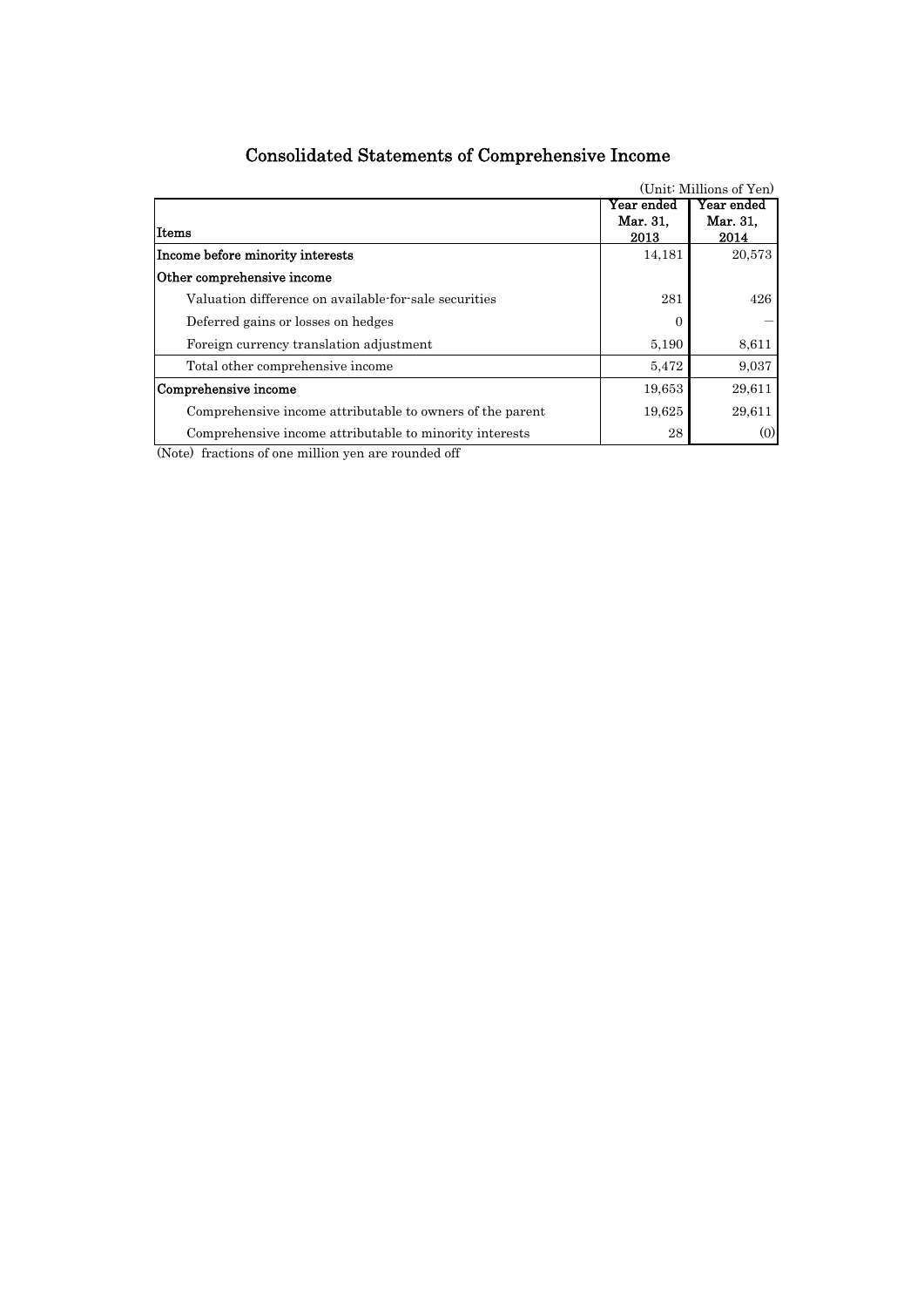# Consolidated Statements of Comprehensive Income

(Unit: Millions of Yen)

| Items | Year ended Mar. 31, 2013 | Year ended Mar. 31, 2014 |
|---|---|---|
| **Income before minority interests** | 14,181 | 20,573 |
| **Other comprehensive income** | | |
| Valuation difference on available-for-sale securities | 281 | 426 |
| Deferred gains or losses on hedges | 0 | ― |
| Foreign currency translation adjustment | 5,190 | 8,611 |
| Total other comprehensive income | 5,472 | 9,037 |
| **Comprehensive income** | 19,653 | 29,611 |
| Comprehensive income attributable to owners of the parent | 19,625 | 29,611 |
| Comprehensive income attributable to minority interests | 28 | (0) |

(Note) fractions of one million yen are rounded off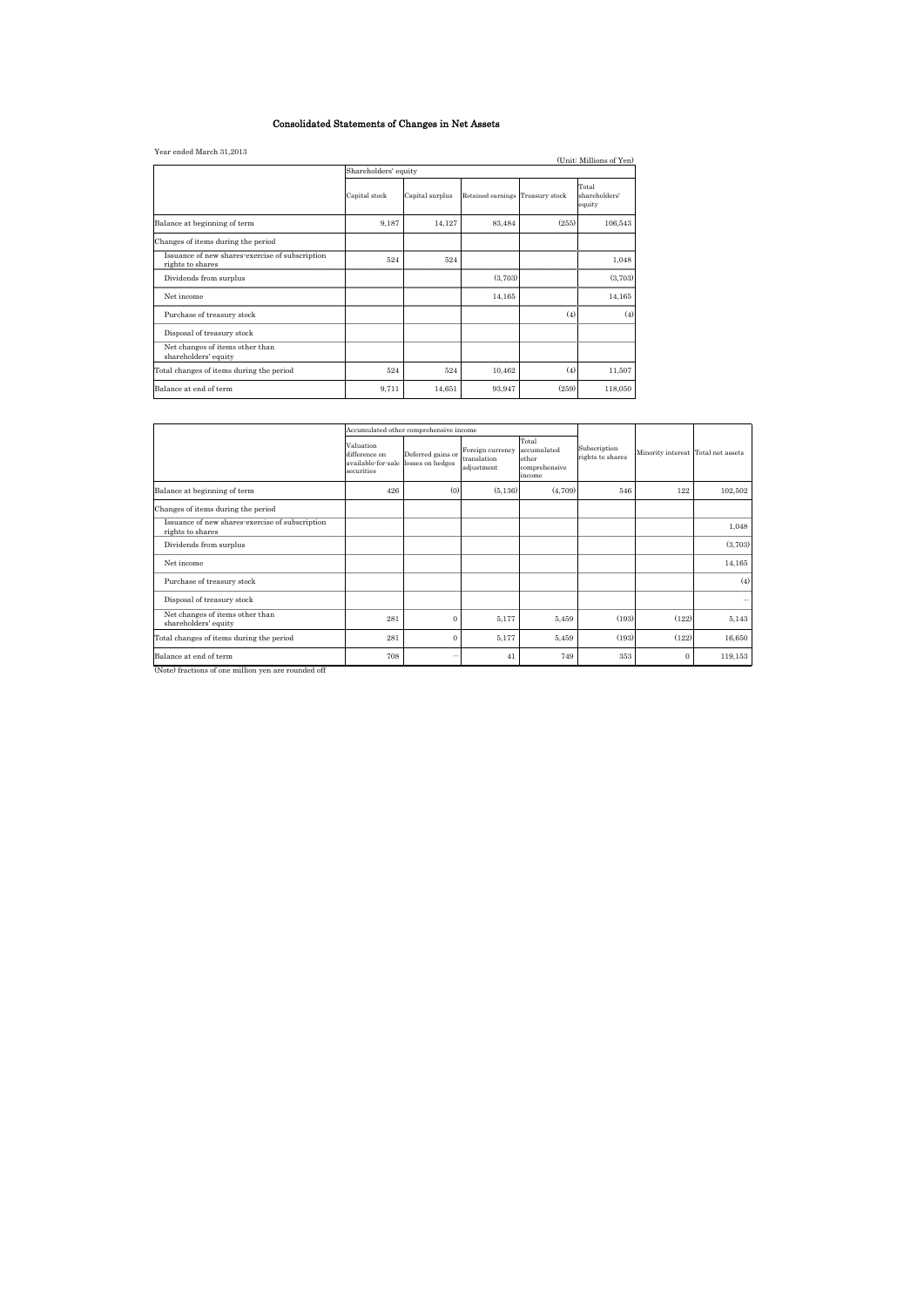# Consolidated Statements of Changes in Net Assets

Year ended March 31,2013

(Unit: Millions of Yen)

| | Shareholders' equity | | | | |
|---|---|---|---|---|---|
| | Capital stock | Capital surplus | Retained earnings | Treasury stock | Total shareholders' equity |
| Balance at beginning of term | 9,187 | 14,127 | 83,484 | (255) | 106,543 |
| Changes of items during the period | | | | | |
| Issuance of new shares-exercise of subscription rights to shares | 524 | 524 | | | 1,048 |
| Dividends from surplus | | | (3,703) | | (3,703) |
| Net income | | | 14,165 | | 14,165 |
| Purchase of treasury stock | | | | (4) | (4) |
| Disposal of treasury stock | | | | | |
| Net changes of items other than shareholders' equity | | | | | |
| Total changes of items during the period | 524 | 524 | 10,462 | (4) | 11,507 |
| Balance at end of term | 9,711 | 14,651 | 93,947 | (259) | 118,050 |

| | Accumulated other comprehensive income | | | | | | |
|---|---|---|---|---|---|---|---|
| | Valuation difference on available-for-sale securities | Deferred gains or losses on hedges | Foreign currency translation adjustment | Total accumulated other comprehensive income | Subscription rights to shares | Minority interest | Total net assets |
| Balance at beginning of term | 426 | (0) | (5,136) | (4,709) | 546 | 122 | 102,502 |
| Changes of items during the period | | | | | | | |
| Issuance of new shares-exercise of subscription rights to shares | | | | | | | 1,048 |
| Dividends from surplus | | | | | | | (3,703) |
| Net income | | | | | | | 14,165 |
| Purchase of treasury stock | | | | | | | (4) |
| Disposal of treasury stock | | | | | | | − |
| Net changes of items other than shareholders' equity | 281 | 0 | 5,177 | 5,459 | (193) | (122) | 5,143 |
| Total changes of items during the period | 281 | 0 | 5,177 | 5,459 | (193) | (122) | 16,650 |
| Balance at end of term | 708 | − | 41 | 749 | 353 | 0 | 119,153 |

(Note) fractions of one million yen are rounded off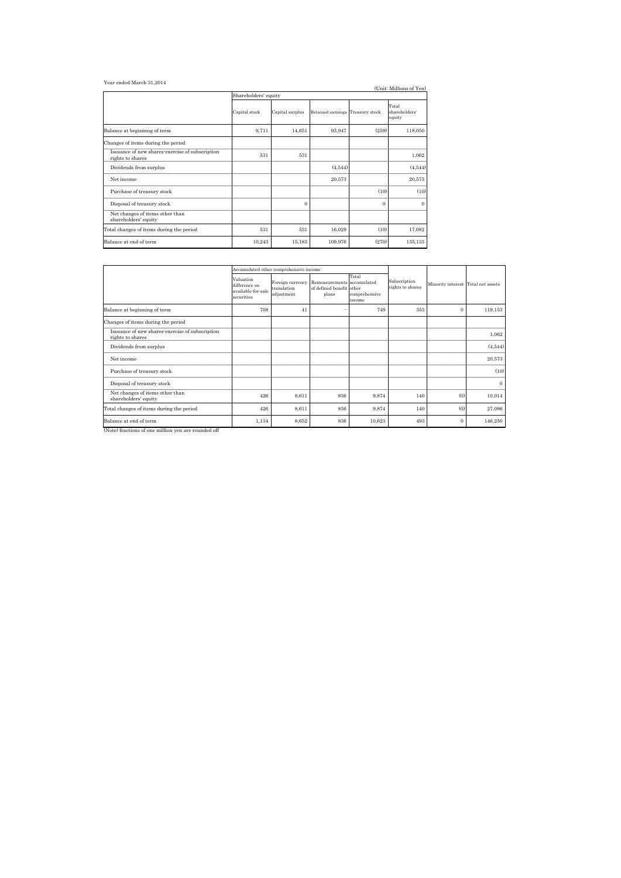Year ended March 31,2014

(Unit: Millions of Yen)

| | Shareholders' equity | | | | |
|---|---|---|---|---|---|
| | Capital stock | Capital surplus | Retained earnings | Treasury stock | Total shareholders' equity |
| Balance at begininng of term | 9,711 | 14,651 | 93,947 | (259) | 118,050 |
| Changes of items during the period | | | | | |
| Issuance of new shares-exercise of subscription rights to shares | 531 | 531 | | | 1,062 |
| Dividends from surplus | | | (4,544) | | (4,544) |
| Net income | | | 20,573 | | 20,573 |
| Purchase of treasury stock | | | | (10) | (10) |
| Disposal of treasury stock | | 0 | | 0 | 0 |
| Net changes of items other than shareholders' equity | | | | | |
| Total changes of items during the period | 531 | 531 | 16,029 | (10) | 17,082 |
| Balance at end of term | 10,243 | 15,183 | 109,976 | (270) | 135,133 |

| | Accumulated other comprehensive income | | | | Subscription rights to shares | Minority interest | Total net assets |
|---|---|---|---|---|---|---|---|
| | Valuation difference on available-for-sale securities | Foreign currency translation adjustment | Remeasurements of defined benefit plans | Total accumulated other comprehensive income | | | |
| Balance at beginning of term | 708 | 41 | — | 749 | 353 | 0 | 119,153 |
| Changes of items during the period | | | | | | | |
| Issuance of new shares-exercise of subscription rights to shares | | | | | | | 1,062 |
| Dividends from surplus | | | | | | | (4,544) |
| Net income | | | | | | | 20,573 |
| Purchase of treasury stock | | | | | | | (10) |
| Disposal of treasury stock | | | | | | | 0 |
| Net changes of items other than shareholders' equity | 426 | 8,611 | 836 | 9,874 | 140 | (0) | 10,014 |
| Total changes of items during the period | 426 | 8,611 | 836 | 9,874 | 140 | (0) | 27,096 |
| Balance at end of term | 1,134 | 8,652 | 836 | 10,623 | 493 | 0 | 146,250 |

(Note) fractions of one million yen are rounded off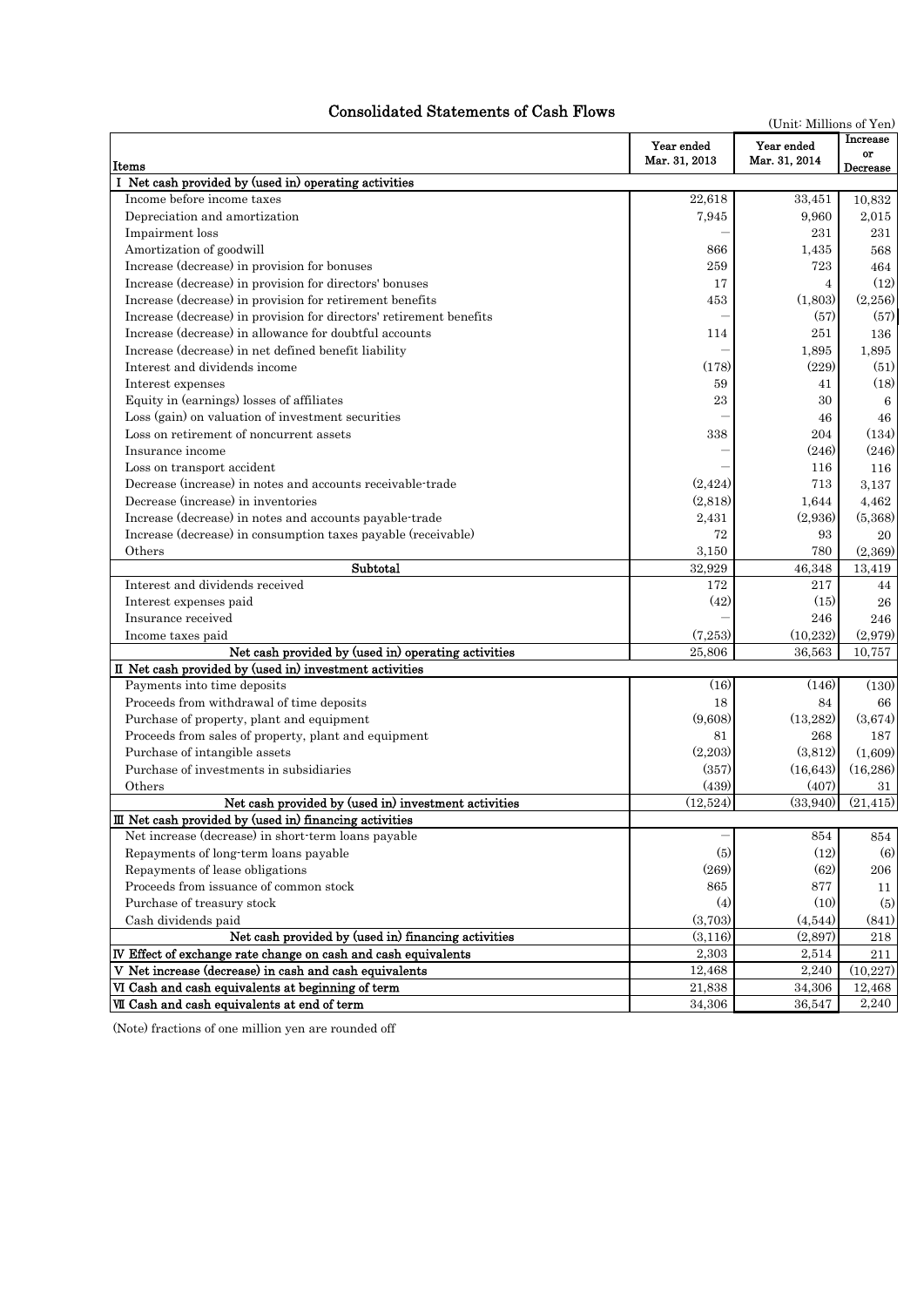# Consolidated Statements of Cash Flows

(Unit: Millions of Yen)

| Items | Year ended Mar. 31, 2013 | Year ended Mar. 31, 2014 | Increase or Decrease |
|---|---|---|---|
| **I Net cash provided by (used in) operating activities** | | | |
| Income before income taxes | 22,618 | 33,451 | 10,832 |
| Depreciation and amortization | 7,945 | 9,960 | 2,015 |
| Impairment loss | － | 231 | 231 |
| Amortization of goodwill | 866 | 1,435 | 568 |
| Increase (decrease) in provision for bonuses | 259 | 723 | 464 |
| Increase (decrease) in provision for directors' bonuses | 17 | 4 | (12) |
| Increase (decrease) in provision for retirement benefits | 453 | (1,803) | (2,256) |
| Increase (decrease) in provision for directors' retirement benefits | － | (57) | (57) |
| Increase (decrease) in allowance for doubtful accounts | 114 | 251 | 136 |
| Increase (decrease) in net defined benefit liability | － | 1,895 | 1,895 |
| Interest and dividends income | (178) | (229) | (51) |
| Interest expenses | 59 | 41 | (18) |
| Equity in (earnings) losses of affiliates | 23 | 30 | 6 |
| Loss (gain) on valuation of investment securities | － | 46 | 46 |
| Loss on retirement of noncurrent assets | 338 | 204 | (134) |
| Insurance income | － | (246) | (246) |
| Loss on transport accident | － | 116 | 116 |
| Decrease (increase) in notes and accounts receivable-trade | (2,424) | 713 | 3,137 |
| Decrease (increase) in inventories | (2,818) | 1,644 | 4,462 |
| Increase (decrease) in notes and accounts payable-trade | 2,431 | (2,936) | (5,368) |
| Increase (decrease) in consumption taxes payable (receivable) | 72 | 93 | 20 |
| Others | 3,150 | 780 | (2,369) |
| Subtotal | 32,929 | 46,348 | 13,419 |
| Interest and dividends received | 172 | 217 | 44 |
| Interest expenses paid | (42) | (15) | 26 |
| Insurance received | － | 246 | 246 |
| Income taxes paid | (7,253) | (10,232) | (2,979) |
| Net cash provided by (used in) operating activities | 25,806 | 36,563 | 10,757 |
| **II Net cash provided by (used in) investment activities** | | | |
| Payments into time deposits | (16) | (146) | (130) |
| Proceeds from withdrawal of time deposits | 18 | 84 | 66 |
| Purchase of property, plant and equipment | (9,608) | (13,282) | (3,674) |
| Proceeds from sales of property, plant and equipment | 81 | 268 | 187 |
| Purchase of intangible assets | (2,203) | (3,812) | (1,609) |
| Purchase of investments in subsidiaries | (357) | (16,643) | (16,286) |
| Others | (439) | (407) | 31 |
| Net cash provided by (used in) investment activities | (12,524) | (33,940) | (21,415) |
| **III Net cash provided by (used in) financing activities** | | | |
| Net increase (decrease) in short-term loans payable | － | 854 | 854 |
| Repayments of long-term loans payable | (5) | (12) | (6) |
| Repayments of lease obligations | (269) | (62) | 206 |
| Proceeds from issuance of common stock | 865 | 877 | 11 |
| Purchase of treasury stock | (4) | (10) | (5) |
| Cash dividends paid | (3,703) | (4,544) | (841) |
| Net cash provided by (used in) financing activities | (3,116) | (2,897) | 218 |
| **IV Effect of exchange rate change on cash and cash equivalents** | 2,303 | 2,514 | 211 |
| **V Net increase (decrease) in cash and cash equivalents** | 12,468 | 2,240 | (10,227) |
| **VI Cash and cash equivalents at beginning of term** | 21,838 | 34,306 | 12,468 |
| **VII Cash and cash equivalents at end of term** | 34,306 | 36,547 | 2,240 |

(Note) fractions of one million yen are rounded off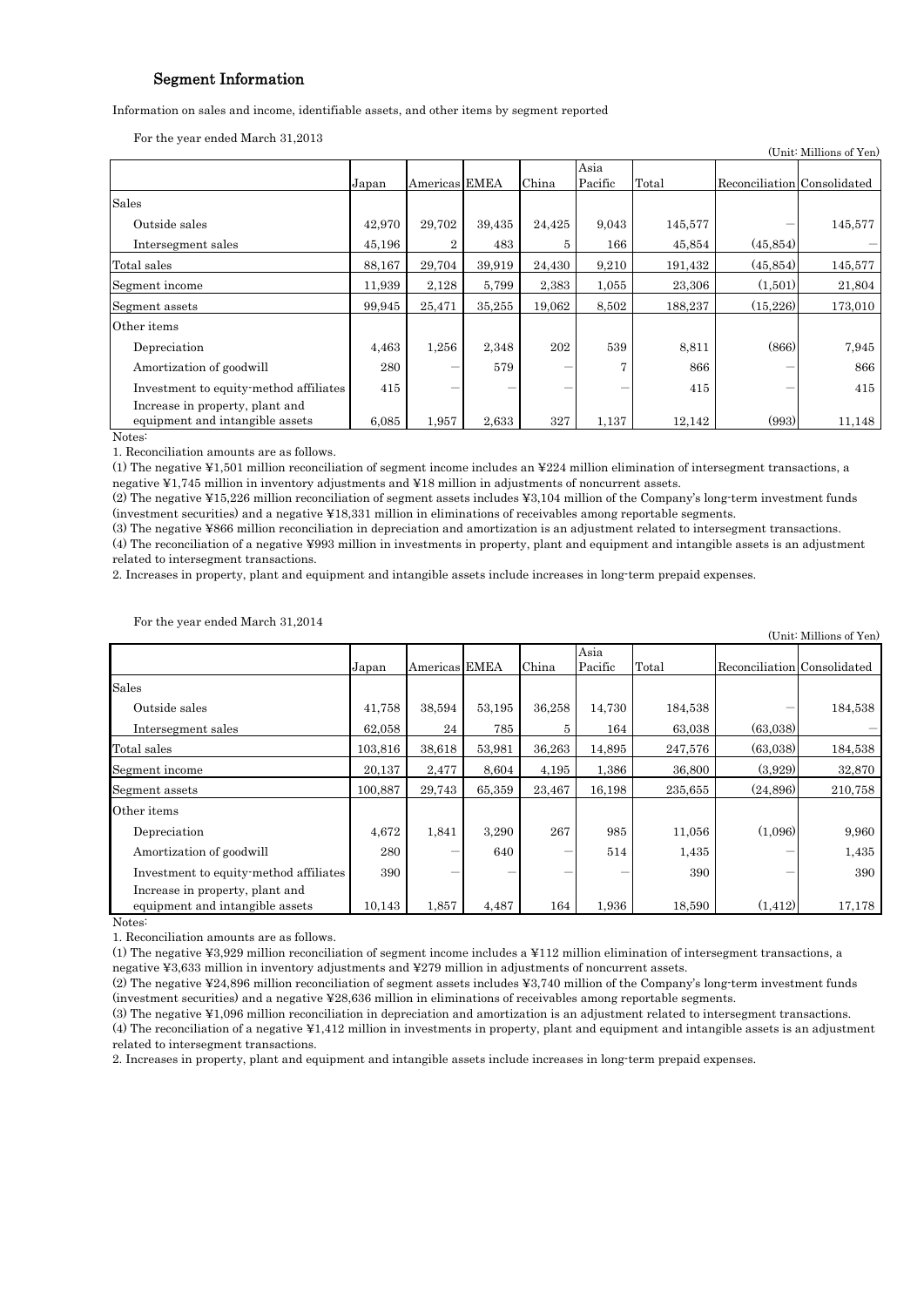## Segment Information

Information on sales and income, identifiable assets, and other items by segment reported

For the year ended March 31,2013

(Unit: Millions of Yen)

| | Japan | Americas | EMEA | China | Asia Pacific | Total | Reconciliation | Consolidated |
|---|---|---|---|---|---|---|---|---|
| Sales | | | | | | | | |
| Outside sales | 42,970 | 29,702 | 39,435 | 24,425 | 9,043 | 145,577 | – | 145,577 |
| Intersegment sales | 45,196 | 2 | 483 | 5 | 166 | 45,854 | (45,854) | – |
| Total sales | 88,167 | 29,704 | 39,919 | 24,430 | 9,210 | 191,432 | (45,854) | 145,577 |
| Segment income | 11,939 | 2,128 | 5,799 | 2,383 | 1,055 | 23,306 | (1,501) | 21,804 |
| Segment assets | 99,945 | 25,471 | 35,255 | 19,062 | 8,502 | 188,237 | (15,226) | 173,010 |
| Other items | | | | | | | | |
| Depreciation | 4,463 | 1,256 | 2,348 | 202 | 539 | 8,811 | (866) | 7,945 |
| Amortization of goodwill | 280 | – | 579 | – | 7 | 866 | – | 866 |
| Investment to equity-method affiliates | 415 | – | – | – | – | 415 | – | 415 |
| Increase in property, plant and equipment and intangible assets | 6,085 | 1,957 | 2,633 | 327 | 1,137 | 12,142 | (993) | 11,148 |

Notes:

1. Reconciliation amounts are as follows.

(1) The negative ¥1,501 million reconciliation of segment income includes an ¥224 million elimination of intersegment transactions, a negative ¥1,745 million in inventory adjustments and ¥18 million in adjustments of noncurrent assets.

(2) The negative ¥15,226 million reconciliation of segment assets includes ¥3,104 million of the Company's long-term investment funds (investment securities) and a negative ¥18,331 million in eliminations of receivables among reportable segments.

(3) The negative ¥866 million reconciliation in depreciation and amortization is an adjustment related to intersegment transactions.

(4) The reconciliation of a negative ¥993 million in investments in property, plant and equipment and intangible assets is an adjustment related to intersegment transactions.

2. Increases in property, plant and equipment and intangible assets include increases in long-term prepaid expenses.

For the year ended March 31,2014

(Unit: Millions of Yen)

| | Japan | Americas | EMEA | China | Asia Pacific | Total | Reconciliation | Consolidated |
|---|---|---|---|---|---|---|---|---|
| Sales | | | | | | | | |
| Outside sales | 41,758 | 38,594 | 53,195 | 36,258 | 14,730 | 184,538 | – | 184,538 |
| Intersegment sales | 62,058 | 24 | 785 | 5 | 164 | 63,038 | (63,038) | – |
| Total sales | 103,816 | 38,618 | 53,981 | 36,263 | 14,895 | 247,576 | (63,038) | 184,538 |
| Segment income | 20,137 | 2,477 | 8,604 | 4,195 | 1,386 | 36,800 | (3,929) | 32,870 |
| Segment assets | 100,887 | 29,743 | 65,359 | 23,467 | 16,198 | 235,655 | (24,896) | 210,758 |
| Other items | | | | | | | | |
| Depreciation | 4,672 | 1,841 | 3,290 | 267 | 985 | 11,056 | (1,096) | 9,960 |
| Amortization of goodwill | 280 | – | 640 | – | 514 | 1,435 | – | 1,435 |
| Investment to equity-method affiliates | 390 | – | – | – | – | 390 | – | 390 |
| Increase in property, plant and equipment and intangible assets | 10,143 | 1,857 | 4,487 | 164 | 1,936 | 18,590 | (1,412) | 17,178 |

Notes:

1. Reconciliation amounts are as follows.

(1) The negative ¥3,929 million reconciliation of segment income includes a ¥112 million elimination of intersegment transactions, a negative ¥3,633 million in inventory adjustments and ¥279 million in adjustments of noncurrent assets.

(2) The negative ¥24,896 million reconciliation of segment assets includes ¥3,740 million of the Company's long-term investment funds (investment securities) and a negative ¥28,636 million in eliminations of receivables among reportable segments.

(3) The negative ¥1,096 million reconciliation in depreciation and amortization is an adjustment related to intersegment transactions.

(4) The reconciliation of a negative ¥1,412 million in investments in property, plant and equipment and intangible assets is an adjustment related to intersegment transactions.

2. Increases in property, plant and equipment and intangible assets include increases in long-term prepaid expenses.